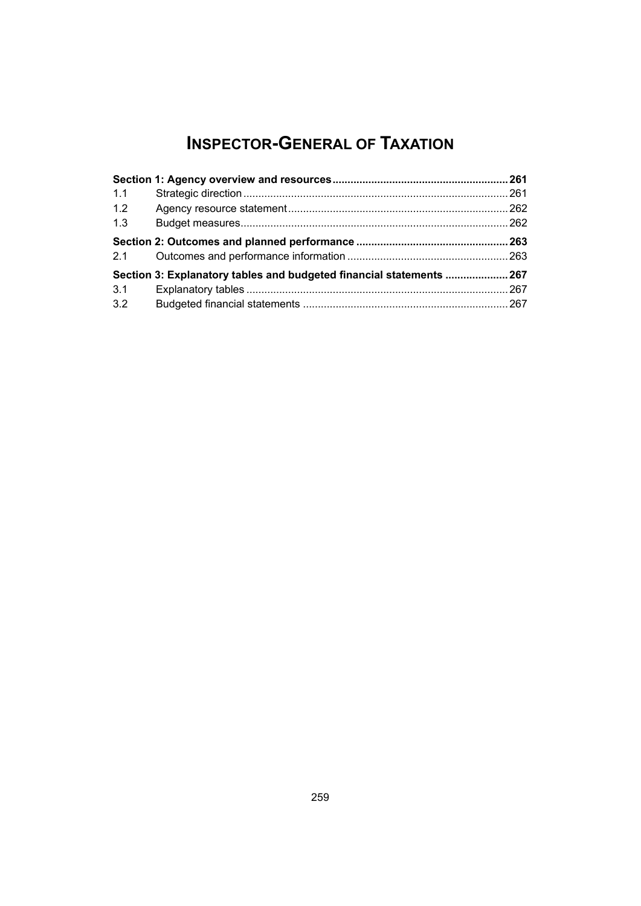# INSPECTOR-GENERAL OF TAXATION

| | | |
|---|---|---|
| **Section 1: Agency overview and resources** | | **261** |
| 1.1 | Strategic direction | 261 |
| 1.2 | Agency resource statement | 262 |
| 1.3 | Budget measures | 262 |
| **Section 2: Outcomes and planned performance** | | **263** |
| 2.1 | Outcomes and performance information | 263 |
| **Section 3: Explanatory tables and budgeted financial statements** | | **267** |
| 3.1 | Explanatory tables | 267 |
| 3.2 | Budgeted financial statements | 267 |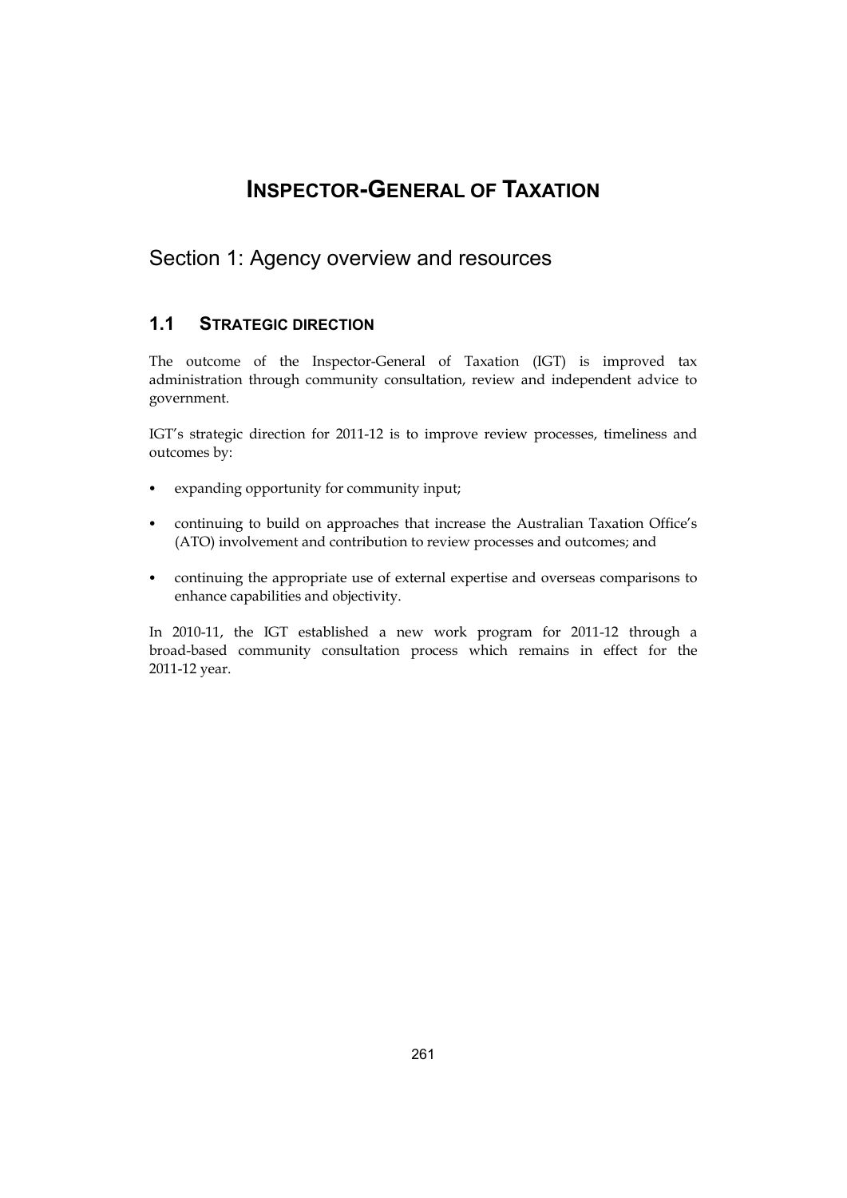# INSPECTOR-GENERAL OF TAXATION

## Section 1: Agency overview and resources

### 1.1 STRATEGIC DIRECTION

The outcome of the Inspector-General of Taxation (IGT) is improved tax administration through community consultation, review and independent advice to government.

IGT's strategic direction for 2011-12 is to improve review processes, timeliness and outcomes by:

- expanding opportunity for community input;
- continuing to build on approaches that increase the Australian Taxation Office's (ATO) involvement and contribution to review processes and outcomes; and
- continuing the appropriate use of external expertise and overseas comparisons to enhance capabilities and objectivity.

In 2010-11, the IGT established a new work program for 2011-12 through a broad-based community consultation process which remains in effect for the 2011-12 year.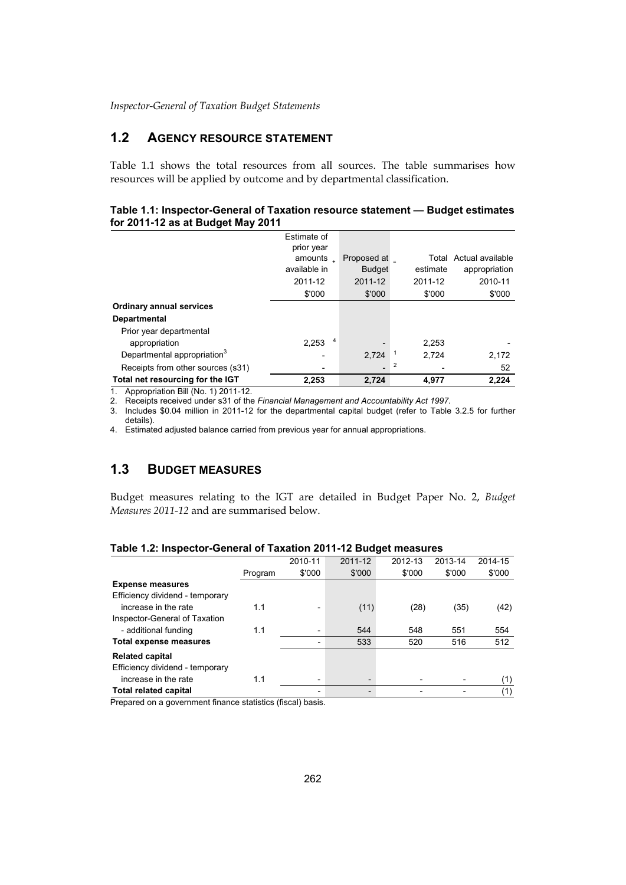## 1.2 AGENCY RESOURCE STATEMENT

Table 1.1 shows the total resources from all sources. The table summarises how resources will be applied by outcome and by departmental classification.

**Table 1.1: Inspector-General of Taxation resource statement — Budget estimates for 2011-12 as at Budget May 2011**

| | Estimate of prior year amounts available in 2011-12 $'000 | + | Proposed at Budget 2011-12 $'000 | = | Total estimate 2011-12 $'000 | Actual available appropriation 2010-11 $'000 |
|---|---|---|---|---|---|---|
| **Ordinary annual services** | | | | | | |
| **Departmental** | | | | | | |
| Prior year departmental appropriation | 2,253 [4] | | - | | 2,253 | - |
| Departmental appropriation[3] | - | | 2,724 [1] | | 2,724 | 2,172 |
| Receipts from other sources (s31) | - | | - [2] | | - | 52 |
| **Total net resourcing for the IGT** | **2,253** | | **2,724** | | **4,977** | **2,224** |

1. Appropriation Bill (No. 1) 2011-12.
2. Receipts received under s31 of the *Financial Management and Accountability Act 1997*.
3. Includes $0.04 million in 2011-12 for the departmental capital budget (refer to Table 3.2.5 for further details).
4. Estimated adjusted balance carried from previous year for annual appropriations.

## 1.3 BUDGET MEASURES

Budget measures relating to the IGT are detailed in Budget Paper No. 2, *Budget Measures 2011-12* and are summarised below.

**Table 1.2: Inspector-General of Taxation 2011-12 Budget measures**

| | Program | 2010-11 $'000 | 2011-12 $'000 | 2012-13 $'000 | 2013-14 $'000 | 2014-15 $'000 |
|---|---|---|---|---|---|---|
| **Expense measures** | | | | | | |
| Efficiency dividend - temporary increase in the rate | 1.1 | - | (11) | (28) | (35) | (42) |
| Inspector-General of Taxation - additional funding | 1.1 | - | 544 | 548 | 551 | 554 |
| **Total expense measures** | | - | 533 | 520 | 516 | 512 |
| **Related capital** | | | | | | |
| Efficiency dividend - temporary increase in the rate | 1.1 | - | - | - | - | (1) |
| **Total related capital** | | - | - | - | - | (1) |

Prepared on a government finance statistics (fiscal) basis.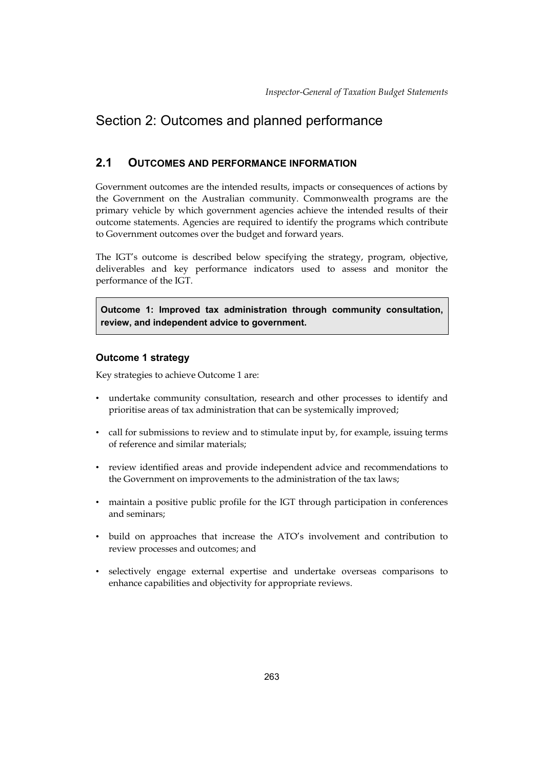# Section 2: Outcomes and planned performance

## 2.1 OUTCOMES AND PERFORMANCE INFORMATION

Government outcomes are the intended results, impacts or consequences of actions by the Government on the Australian community. Commonwealth programs are the primary vehicle by which government agencies achieve the intended results of their outcome statements. Agencies are required to identify the programs which contribute to Government outcomes over the budget and forward years.

The IGT's outcome is described below specifying the strategy, program, objective, deliverables and key performance indicators used to assess and monitor the performance of the IGT.

**Outcome 1: Improved tax administration through community consultation, review, and independent advice to government.**

### Outcome 1 strategy

Key strategies to achieve Outcome 1 are:

- undertake community consultation, research and other processes to identify and prioritise areas of tax administration that can be systemically improved;
- call for submissions to review and to stimulate input by, for example, issuing terms of reference and similar materials;
- review identified areas and provide independent advice and recommendations to the Government on improvements to the administration of the tax laws;
- maintain a positive public profile for the IGT through participation in conferences and seminars;
- build on approaches that increase the ATO's involvement and contribution to review processes and outcomes; and
- selectively engage external expertise and undertake overseas comparisons to enhance capabilities and objectivity for appropriate reviews.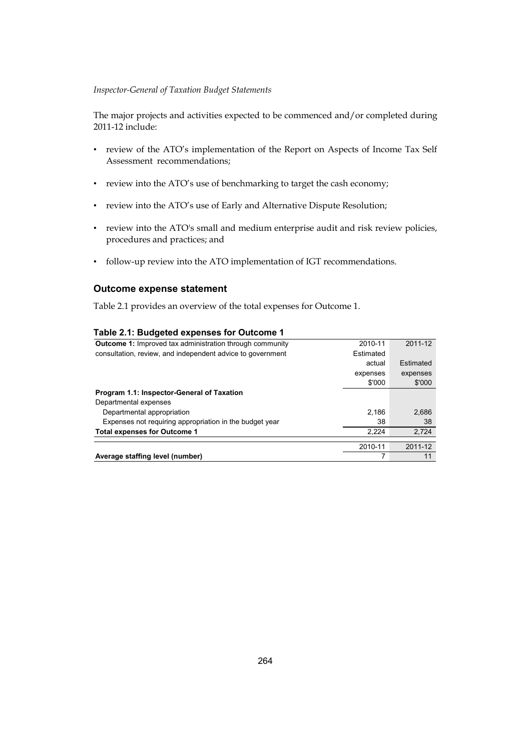The major projects and activities expected to be commenced and/or completed during 2011-12 include:

- review of the ATO's implementation of the Report on Aspects of Income Tax Self Assessment recommendations;
- review into the ATO's use of benchmarking to target the cash economy;
- review into the ATO's use of Early and Alternative Dispute Resolution;
- review into the ATO's small and medium enterprise audit and risk review policies, procedures and practices; and
- follow-up review into the ATO implementation of IGT recommendations.

## Outcome expense statement

Table 2.1 provides an overview of the total expenses for Outcome 1.

**Table 2.1: Budgeted expenses for Outcome 1**

| **Outcome 1:** Improved tax administration through community consultation, review, and independent advice to government | 2010-11 Estimated actual expenses $'000 | 2011-12 Estimated expenses $'000 |
|---|---|---|
| **Program 1.1: Inspector-General of Taxation** | | |
| Departmental expenses | | |
| Departmental appropriation | 2,186 | 2,686 |
| Expenses not requiring appropriation in the budget year | 38 | 38 |
| **Total expenses for Outcome 1** | 2,224 | 2,724 |
| | 2010-11 | 2011-12 |
| **Average staffing level (number)** | 7 | 11 |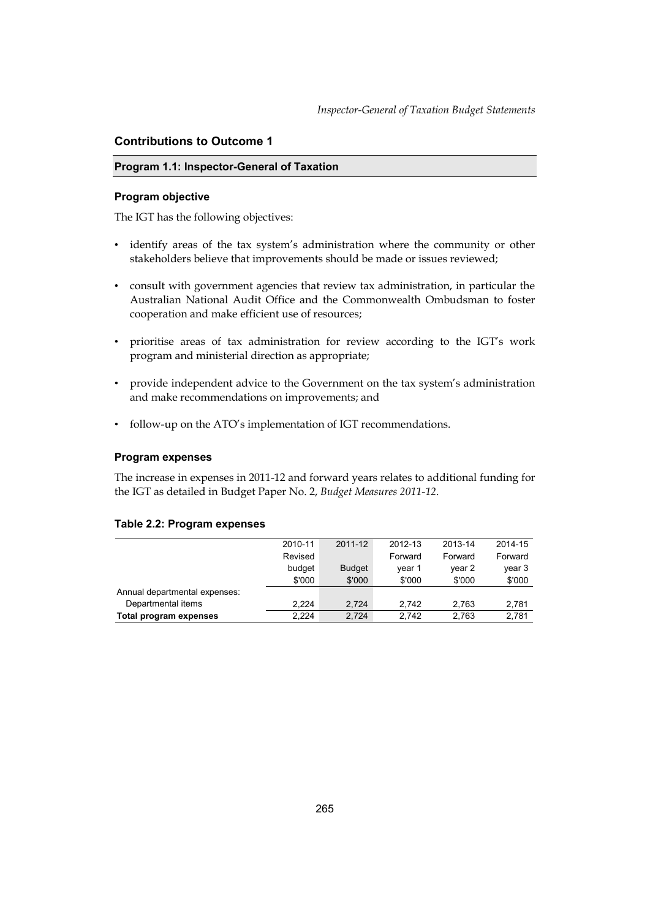## Contributions to Outcome 1

### Program 1.1: Inspector-General of Taxation

#### Program objective

The IGT has the following objectives:

- identify areas of the tax system's administration where the community or other stakeholders believe that improvements should be made or issues reviewed;
- consult with government agencies that review tax administration, in particular the Australian National Audit Office and the Commonwealth Ombudsman to foster cooperation and make efficient use of resources;
- prioritise areas of tax administration for review according to the IGT's work program and ministerial direction as appropriate;
- provide independent advice to the Government on the tax system's administration and make recommendations on improvements; and
- follow-up on the ATO's implementation of IGT recommendations.

#### Program expenses

The increase in expenses in 2011-12 and forward years relates to additional funding for the IGT as detailed in Budget Paper No. 2, *Budget Measures 2011-12*.

**Table 2.2: Program expenses**

| | 2010-11 Revised budget $'000 | 2011-12 Budget $'000 | 2012-13 Forward year 1 $'000 | 2013-14 Forward year 2 $'000 | 2014-15 Forward year 3 $'000 |
|---|---|---|---|---|---|
| Annual departmental expenses: | | | | | |
| Departmental items | 2,224 | 2,724 | 2,742 | 2,763 | 2,781 |
| **Total program expenses** | 2,224 | 2,724 | 2,742 | 2,763 | 2,781 |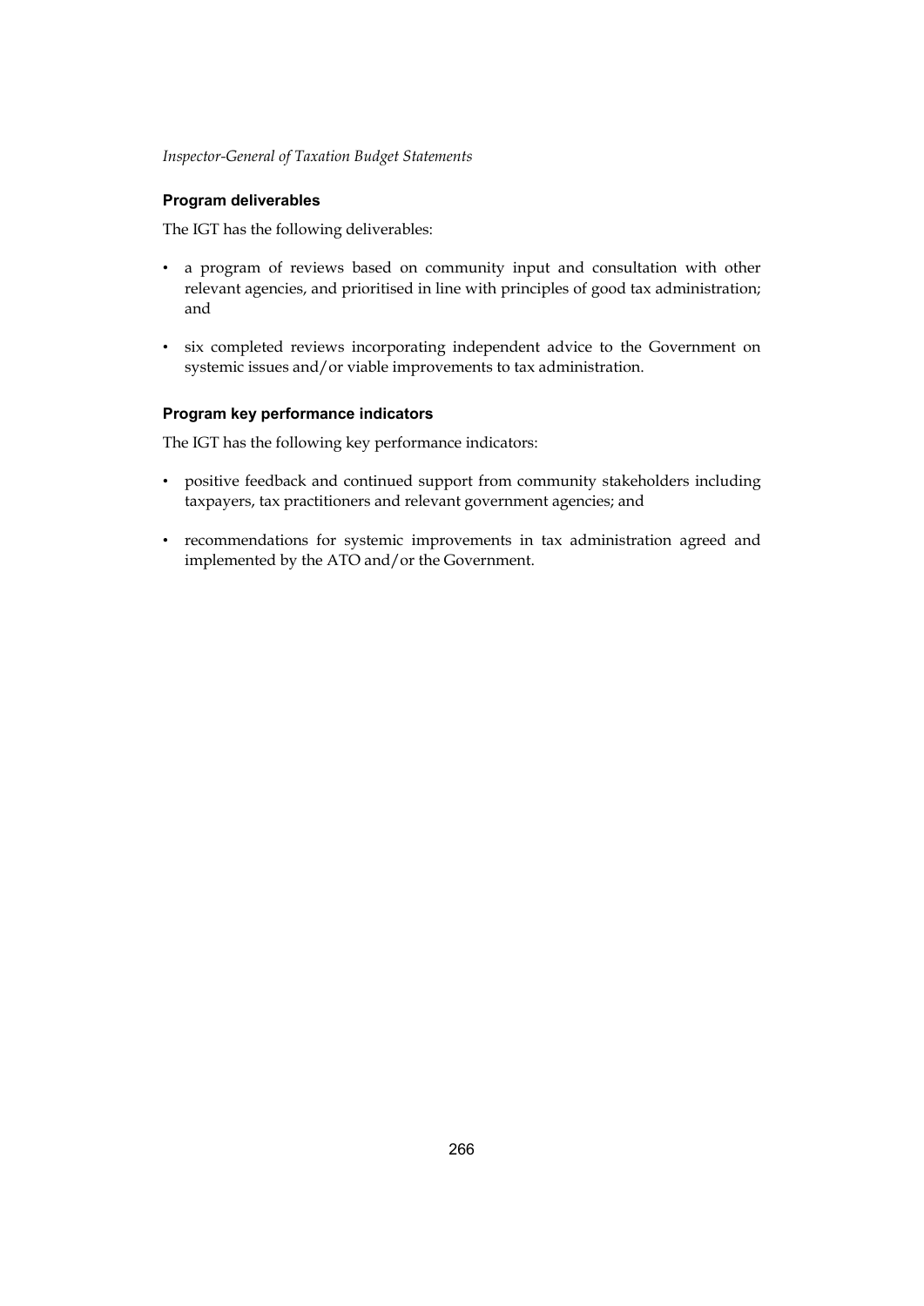### Program deliverables

The IGT has the following deliverables:

- a program of reviews based on community input and consultation with other relevant agencies, and prioritised in line with principles of good tax administration; and
- six completed reviews incorporating independent advice to the Government on systemic issues and/or viable improvements to tax administration.

### Program key performance indicators

The IGT has the following key performance indicators:

- positive feedback and continued support from community stakeholders including taxpayers, tax practitioners and relevant government agencies; and
- recommendations for systemic improvements in tax administration agreed and implemented by the ATO and/or the Government.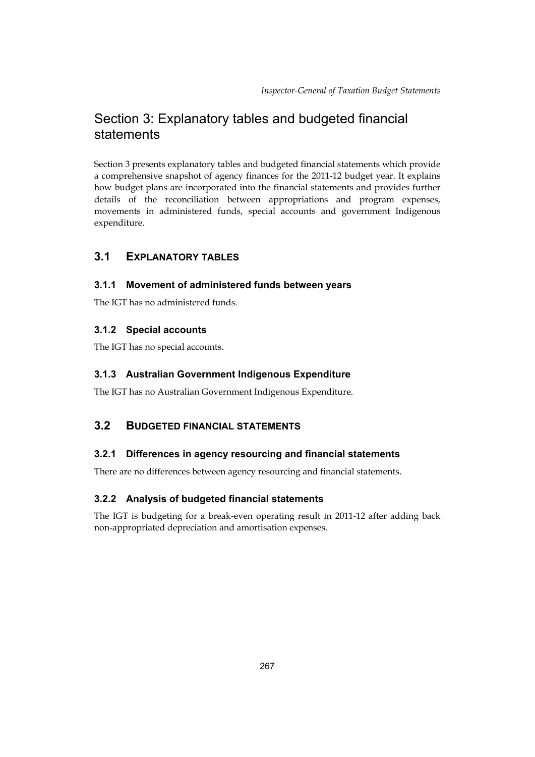# Section 3: Explanatory tables and budgeted financial statements

Section 3 presents explanatory tables and budgeted financial statements which provide a comprehensive snapshot of agency finances for the 2011-12 budget year. It explains how budget plans are incorporated into the financial statements and provides further details of the reconciliation between appropriations and program expenses, movements in administered funds, special accounts and government Indigenous expenditure.

## 3.1 EXPLANATORY TABLES

### 3.1.1 Movement of administered funds between years

The IGT has no administered funds.

### 3.1.2 Special accounts

The IGT has no special accounts.

### 3.1.3 Australian Government Indigenous Expenditure

The IGT has no Australian Government Indigenous Expenditure.

## 3.2 BUDGETED FINANCIAL STATEMENTS

### 3.2.1 Differences in agency resourcing and financial statements

There are no differences between agency resourcing and financial statements.

### 3.2.2 Analysis of budgeted financial statements

The IGT is budgeting for a break-even operating result in 2011-12 after adding back non-appropriated depreciation and amortisation expenses.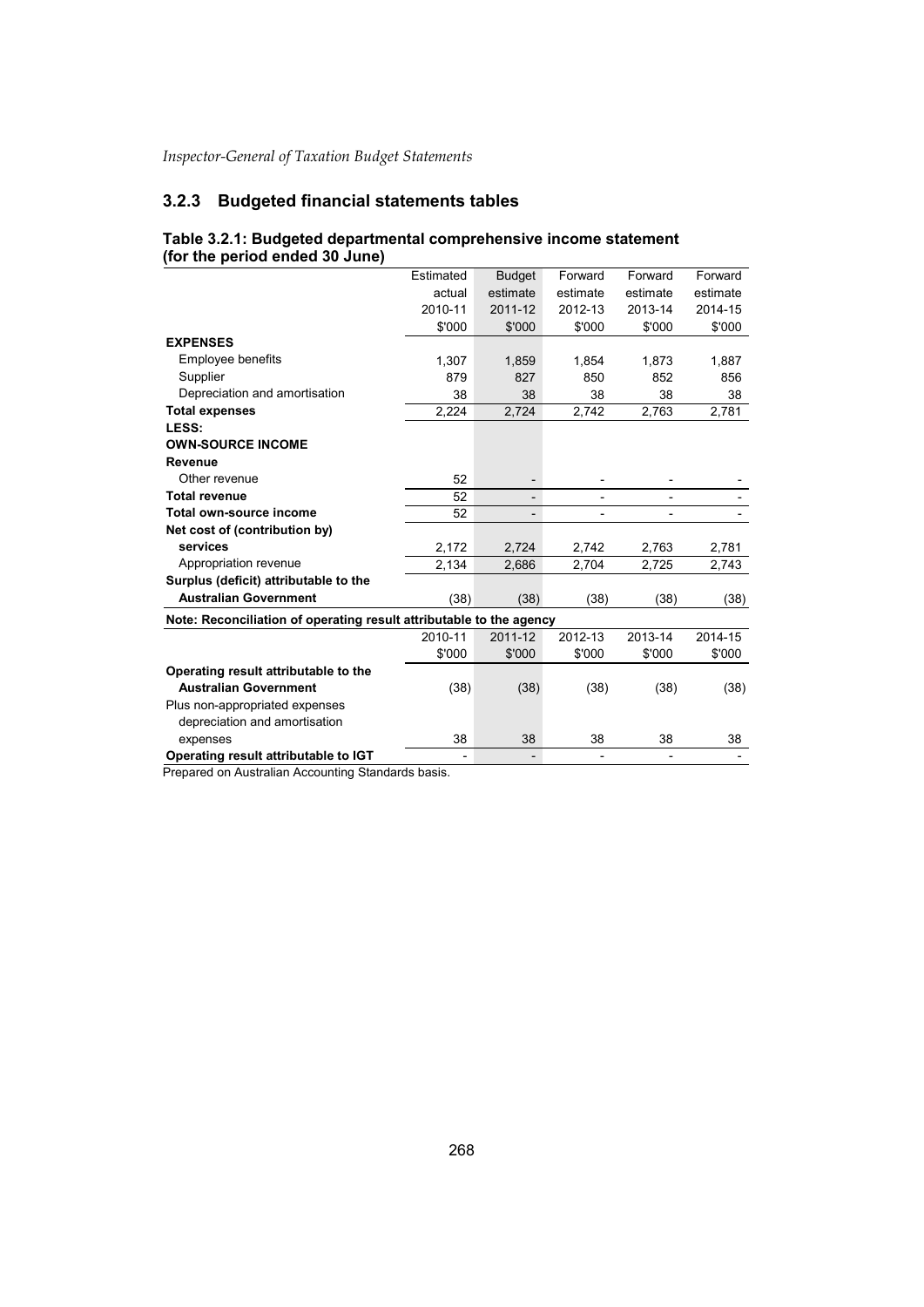### 3.2.3 Budgeted financial statements tables

**Table 3.2.1: Budgeted departmental comprehensive income statement (for the period ended 30 June)**

| | Estimated actual 2010-11 $'000 | Budget estimate 2011-12 $'000 | Forward estimate 2012-13 $'000 | Forward estimate 2013-14 $'000 | Forward estimate 2014-15 $'000 |
|---|---|---|---|---|---|
| **EXPENSES** | | | | | |
| Employee benefits | 1,307 | 1,859 | 1,854 | 1,873 | 1,887 |
| Supplier | 879 | 827 | 850 | 852 | 856 |
| Depreciation and amortisation | 38 | 38 | 38 | 38 | 38 |
| **Total expenses** | 2,224 | 2,724 | 2,742 | 2,763 | 2,781 |
| **LESS:** | | | | | |
| **OWN-SOURCE INCOME** | | | | | |
| **Revenue** | | | | | |
| Other revenue | 52 | - | - | - | - |
| **Total revenue** | 52 | - | - | - | - |
| **Total own-source income** | 52 | - | - | - | - |
| **Net cost of (contribution by) services** | 2,172 | 2,724 | 2,742 | 2,763 | 2,781 |
| Appropriation revenue | 2,134 | 2,686 | 2,704 | 2,725 | 2,743 |
| **Surplus (deficit) attributable to the Australian Government** | (38) | (38) | (38) | (38) | (38) |

**Note: Reconciliation of operating result attributable to the agency**

| | 2010-11 $'000 | 2011-12 $'000 | 2012-13 $'000 | 2013-14 $'000 | 2014-15 $'000 |
|---|---|---|---|---|---|
| **Operating result attributable to the Australian Government** | (38) | (38) | (38) | (38) | (38) |
| Plus non-appropriated expenses depreciation and amortisation expenses | 38 | 38 | 38 | 38 | 38 |
| **Operating result attributable to IGT** | - | - | - | - | - |

Prepared on Australian Accounting Standards basis.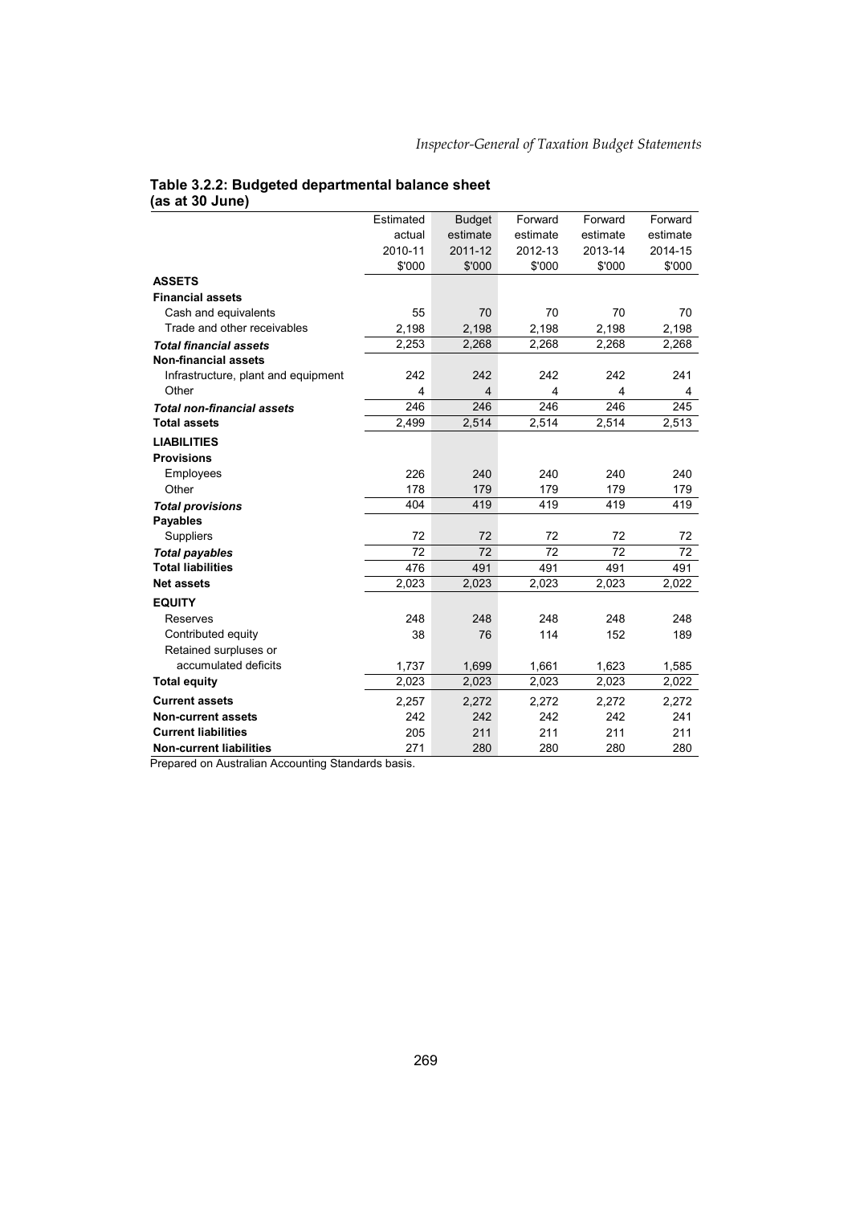**Table 3.2.2: Budgeted departmental balance sheet (as at 30 June)**

| | Estimated actual 2010-11 $'000 | Budget estimate 2011-12 $'000 | Forward estimate 2012-13 $'000 | Forward estimate 2013-14 $'000 | Forward estimate 2014-15 $'000 |
|---|---|---|---|---|---|
| **ASSETS** | | | | | |
| **Financial assets** | | | | | |
| Cash and equivalents | 55 | 70 | 70 | 70 | 70 |
| Trade and other receivables | 2,198 | 2,198 | 2,198 | 2,198 | 2,198 |
| ***Total financial assets*** | 2,253 | 2,268 | 2,268 | 2,268 | 2,268 |
| **Non-financial assets** | | | | | |
| Infrastructure, plant and equipment | 242 | 242 | 242 | 242 | 241 |
| Other | 4 | 4 | 4 | 4 | 4 |
| ***Total non-financial assets*** | 246 | 246 | 246 | 246 | 245 |
| **Total assets** | 2,499 | 2,514 | 2,514 | 2,514 | 2,513 |
| **LIABILITIES** | | | | | |
| **Provisions** | | | | | |
| Employees | 226 | 240 | 240 | 240 | 240 |
| Other | 178 | 179 | 179 | 179 | 179 |
| ***Total provisions*** | 404 | 419 | 419 | 419 | 419 |
| **Payables** | | | | | |
| Suppliers | 72 | 72 | 72 | 72 | 72 |
| ***Total payables*** | 72 | 72 | 72 | 72 | 72 |
| **Total liabilities** | 476 | 491 | 491 | 491 | 491 |
| **Net assets** | 2,023 | 2,023 | 2,023 | 2,023 | 2,022 |
| **EQUITY** | | | | | |
| Reserves | 248 | 248 | 248 | 248 | 248 |
| Contributed equity | 38 | 76 | 114 | 152 | 189 |
| Retained surpluses or accumulated deficits | 1,737 | 1,699 | 1,661 | 1,623 | 1,585 |
| **Total equity** | 2,023 | 2,023 | 2,023 | 2,023 | 2,022 |
| **Current assets** | 2,257 | 2,272 | 2,272 | 2,272 | 2,272 |
| **Non-current assets** | 242 | 242 | 242 | 242 | 241 |
| **Current liabilities** | 205 | 211 | 211 | 211 | 211 |
| **Non-current liabilities** | 271 | 280 | 280 | 280 | 280 |

Prepared on Australian Accounting Standards basis.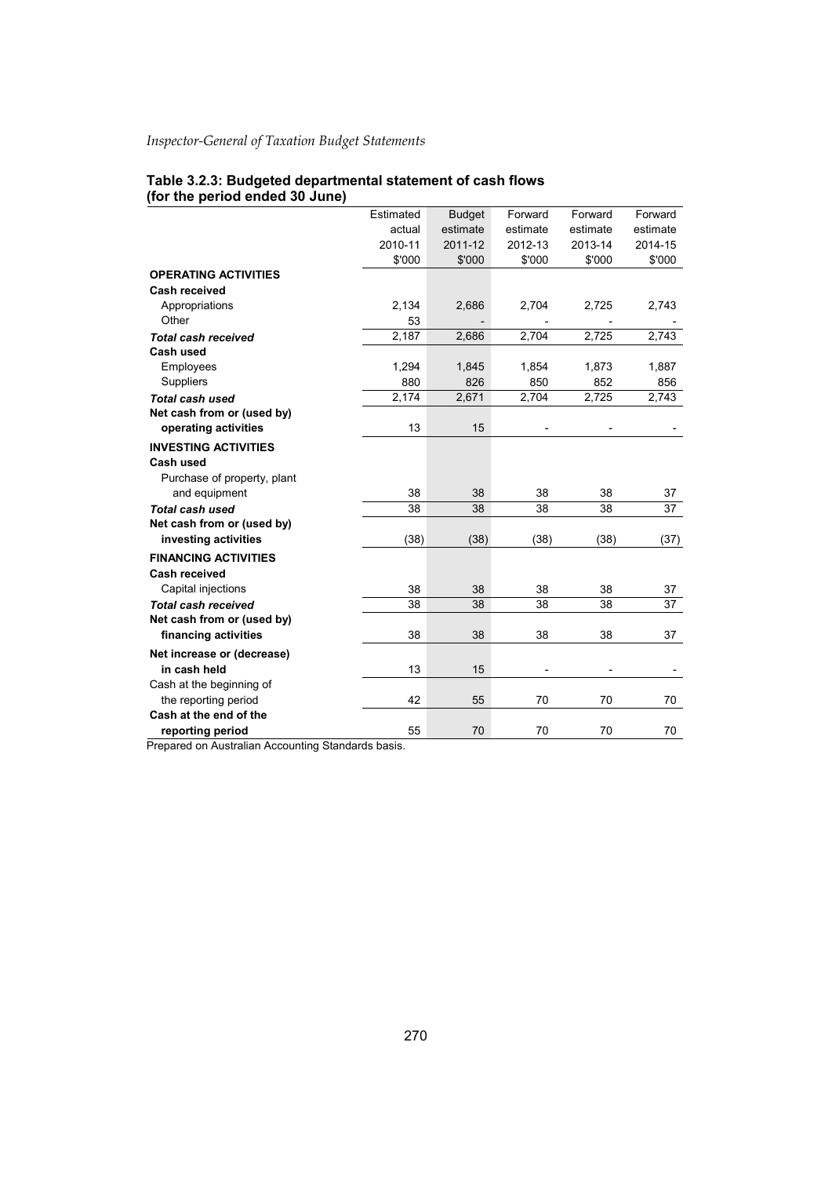**Table 3.2.3: Budgeted departmental statement of cash flows (for the period ended 30 June)**

| | Estimated actual 2010-11 $'000 | Budget estimate 2011-12 $'000 | Forward estimate 2012-13 $'000 | Forward estimate 2013-14 $'000 | Forward estimate 2014-15 $'000 |
|---|---|---|---|---|---|
| **OPERATING ACTIVITIES** | | | | | |
| **Cash received** | | | | | |
| Appropriations | 2,134 | 2,686 | 2,704 | 2,725 | 2,743 |
| Other | 53 | - | - | - | - |
| ***Total cash received*** | 2,187 | 2,686 | 2,704 | 2,725 | 2,743 |
| **Cash used** | | | | | |
| Employees | 1,294 | 1,845 | 1,854 | 1,873 | 1,887 |
| Suppliers | 880 | 826 | 850 | 852 | 856 |
| ***Total cash used*** | 2,174 | 2,671 | 2,704 | 2,725 | 2,743 |
| **Net cash from or (used by) operating activities** | 13 | 15 | - | - | - |
| **INVESTING ACTIVITIES** | | | | | |
| **Cash used** | | | | | |
| Purchase of property, plant and equipment | 38 | 38 | 38 | 38 | 37 |
| ***Total cash used*** | 38 | 38 | 38 | 38 | 37 |
| **Net cash from or (used by) investing activities** | (38) | (38) | (38) | (38) | (37) |
| **FINANCING ACTIVITIES** | | | | | |
| **Cash received** | | | | | |
| Capital injections | 38 | 38 | 38 | 38 | 37 |
| ***Total cash received*** | 38 | 38 | 38 | 38 | 37 |
| **Net cash from or (used by) financing activities** | 38 | 38 | 38 | 38 | 37 |
| **Net increase or (decrease) in cash held** | 13 | 15 | - | - | - |
| Cash at the beginning of the reporting period | 42 | 55 | 70 | 70 | 70 |
| **Cash at the end of the reporting period** | 55 | 70 | 70 | 70 | 70 |

Prepared on Australian Accounting Standards basis.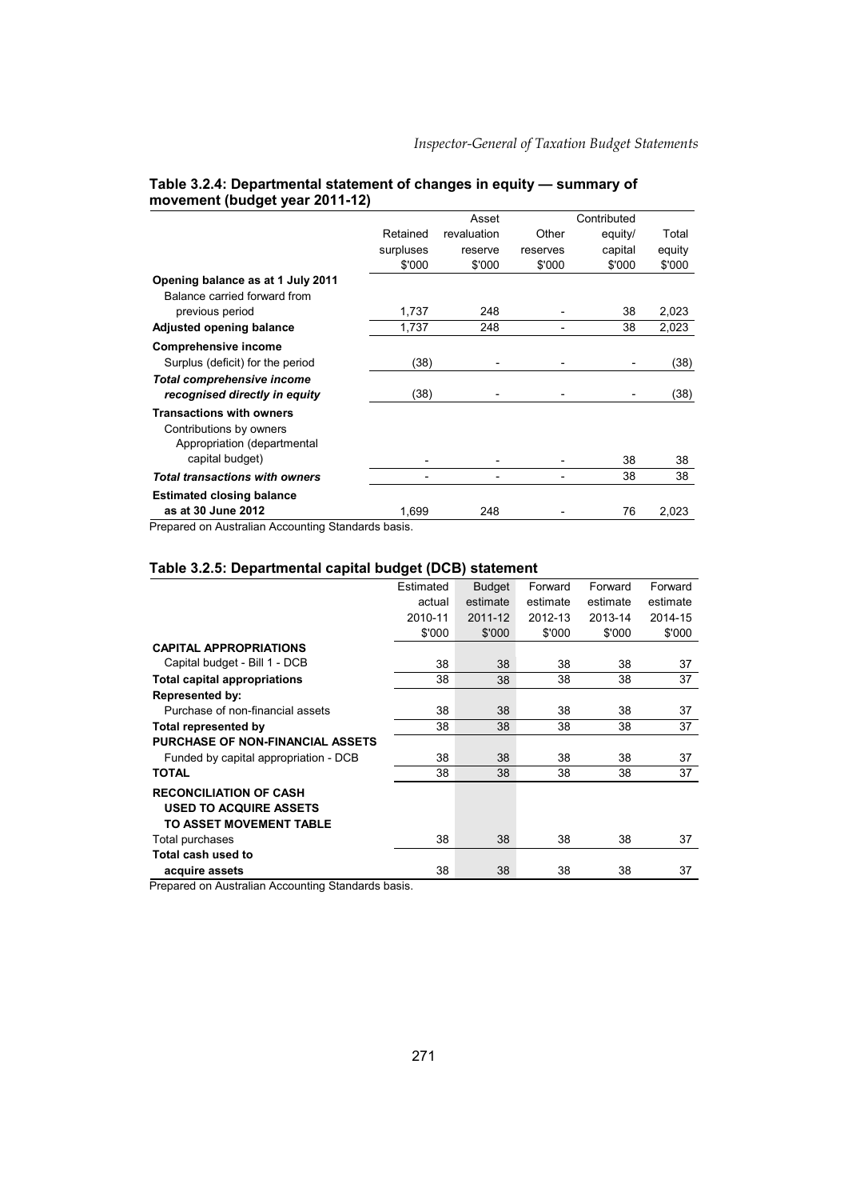### Table 3.2.4: Departmental statement of changes in equity — summary of movement (budget year 2011-12)

| | Retained surpluses $'000 | Asset revaluation reserve $'000 | Other reserves $'000 | Contributed equity/ capital $'000 | Total equity $'000 |
|---|---|---|---|---|---|
| **Opening balance as at 1 July 2011** | | | | | |
| Balance carried forward from previous period | 1,737 | 248 | - | 38 | 2,023 |
| **Adjusted opening balance** | 1,737 | 248 | - | 38 | 2,023 |
| **Comprehensive income** | | | | | |
| Surplus (deficit) for the period | (38) | - | - | - | (38) |
| ***Total comprehensive income recognised directly in equity*** | (38) | - | - | - | (38) |
| **Transactions with owners** | | | | | |
| Contributions by owners | | | | | |
| Appropriation (departmental capital budget) | - | - | - | 38 | 38 |
| ***Total transactions with owners*** | - | - | - | 38 | 38 |
| **Estimated closing balance as at 30 June 2012** | 1,699 | 248 | - | 76 | 2,023 |

Prepared on Australian Accounting Standards basis.

### Table 3.2.5: Departmental capital budget (DCB) statement

| | Estimated actual 2010-11 $'000 | Budget estimate 2011-12 $'000 | Forward estimate 2012-13 $'000 | Forward estimate 2013-14 $'000 | Forward estimate 2014-15 $'000 |
|---|---|---|---|---|---|
| **CAPITAL APPROPRIATIONS** | | | | | |
| Capital budget - Bill 1 - DCB | 38 | 38 | 38 | 38 | 37 |
| **Total capital appropriations** | 38 | 38 | 38 | 38 | 37 |
| **Represented by:** | | | | | |
| Purchase of non-financial assets | 38 | 38 | 38 | 38 | 37 |
| **Total represented by** | 38 | 38 | 38 | 38 | 37 |
| **PURCHASE OF NON-FINANCIAL ASSETS** | | | | | |
| Funded by capital appropriation - DCB | 38 | 38 | 38 | 38 | 37 |
| **TOTAL** | 38 | 38 | 38 | 38 | 37 |
| **RECONCILIATION OF CASH USED TO ACQUIRE ASSETS TO ASSET MOVEMENT TABLE** | | | | | |
| Total purchases | 38 | 38 | 38 | 38 | 37 |
| **Total cash used to acquire assets** | 38 | 38 | 38 | 38 | 37 |

Prepared on Australian Accounting Standards basis.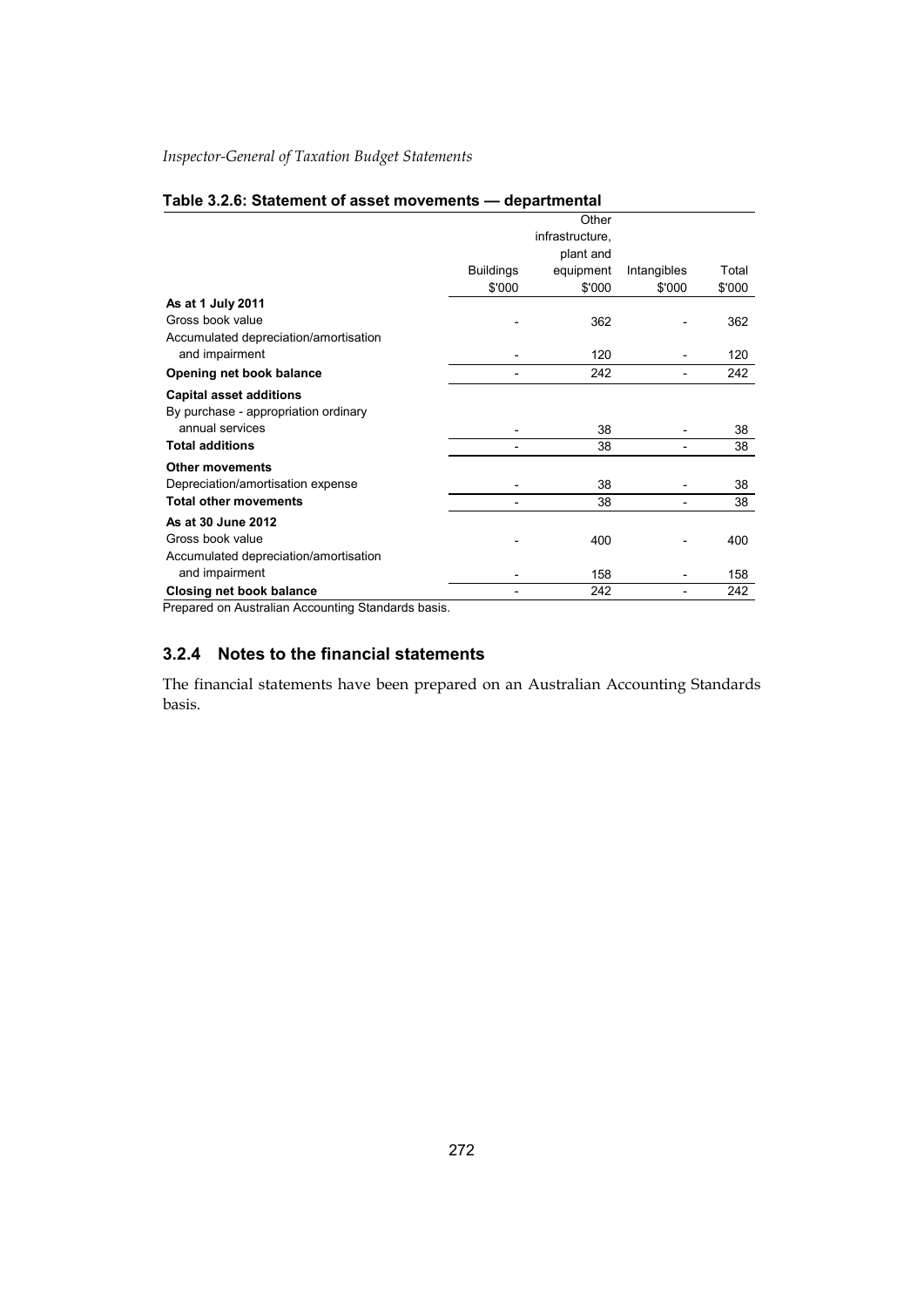#### Table 3.2.6: Statement of asset movements — departmental

| | Buildings<br>$'000 | Other infrastructure, plant and equipment<br>$'000 | Intangibles<br>$'000 | Total<br>$'000 |
|---|---|---|---|---|
| **As at 1 July 2011** | | | | |
| Gross book value | - | 362 | - | 362 |
| Accumulated depreciation/amortisation and impairment | - | 120 | - | 120 |
| **Opening net book balance** | - | 242 | - | 242 |
| **Capital asset additions** | | | | |
| By purchase - appropriation ordinary annual services | - | 38 | - | 38 |
| **Total additions** | - | 38 | - | 38 |
| **Other movements** | | | | |
| Depreciation/amortisation expense | - | 38 | - | 38 |
| **Total other movements** | - | 38 | - | 38 |
| **As at 30 June 2012** | | | | |
| Gross book value | - | 400 | - | 400 |
| Accumulated depreciation/amortisation and impairment | - | 158 | - | 158 |
| **Closing net book balance** | - | 242 | - | 242 |

Prepared on Australian Accounting Standards basis.

### 3.2.4 Notes to the financial statements

The financial statements have been prepared on an Australian Accounting Standards basis.